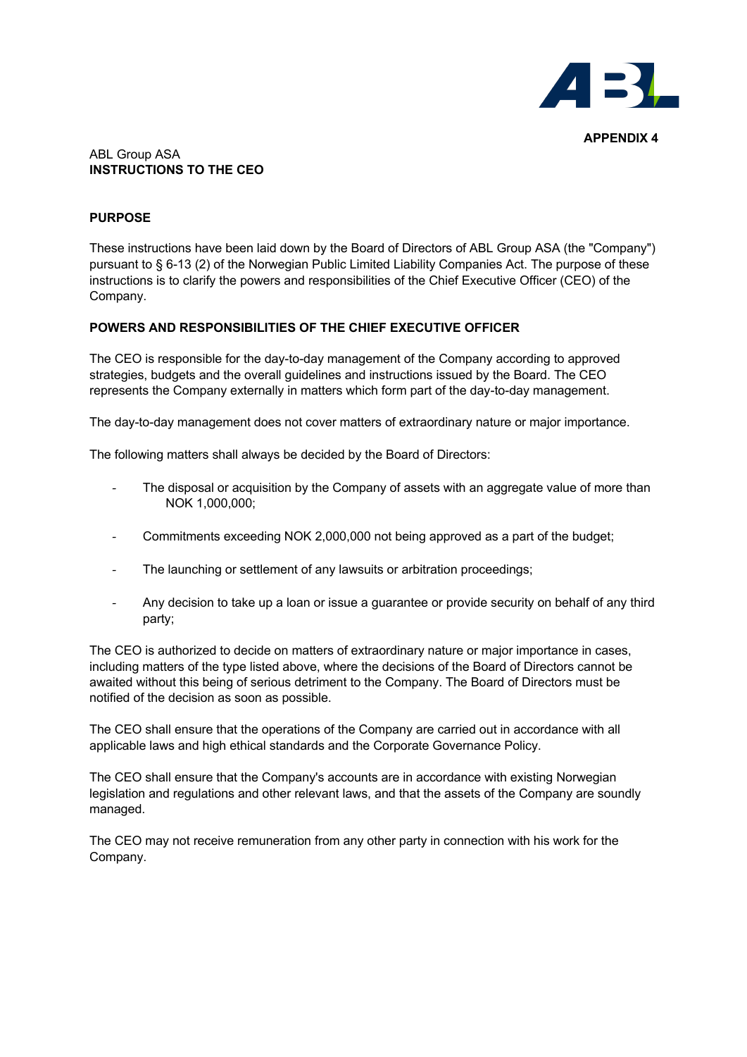**APPENDIX 4**

ABL Group ASA
**INSTRUCTIONS TO THE CEO**

**PURPOSE**

These instructions have been laid down by the Board of Directors of ABL Group ASA (the "Company") pursuant to § 6-13 (2) of the Norwegian Public Limited Liability Companies Act. The purpose of these instructions is to clarify the powers and responsibilities of the Chief Executive Officer (CEO) of the Company.

**POWERS AND RESPONSIBILITIES OF THE CHIEF EXECUTIVE OFFICER**

The CEO is responsible for the day-to-day management of the Company according to approved strategies, budgets and the overall guidelines and instructions issued by the Board. The CEO represents the Company externally in matters which form part of the day-to-day management.

The day-to-day management does not cover matters of extraordinary nature or major importance.

The following matters shall always be decided by the Board of Directors:

- The disposal or acquisition by the Company of assets with an aggregate value of more than NOK 1,000,000;
- Commitments exceeding NOK 2,000,000 not being approved as a part of the budget;
- The launching or settlement of any lawsuits or arbitration proceedings;
- Any decision to take up a loan or issue a guarantee or provide security on behalf of any third party;

The CEO is authorized to decide on matters of extraordinary nature or major importance in cases, including matters of the type listed above, where the decisions of the Board of Directors cannot be awaited without this being of serious detriment to the Company. The Board of Directors must be notified of the decision as soon as possible.

The CEO shall ensure that the operations of the Company are carried out in accordance with all applicable laws and high ethical standards and the Corporate Governance Policy.

The CEO shall ensure that the Company's accounts are in accordance with existing Norwegian legislation and regulations and other relevant laws, and that the assets of the Company are soundly managed.

The CEO may not receive remuneration from any other party in connection with his work for the Company.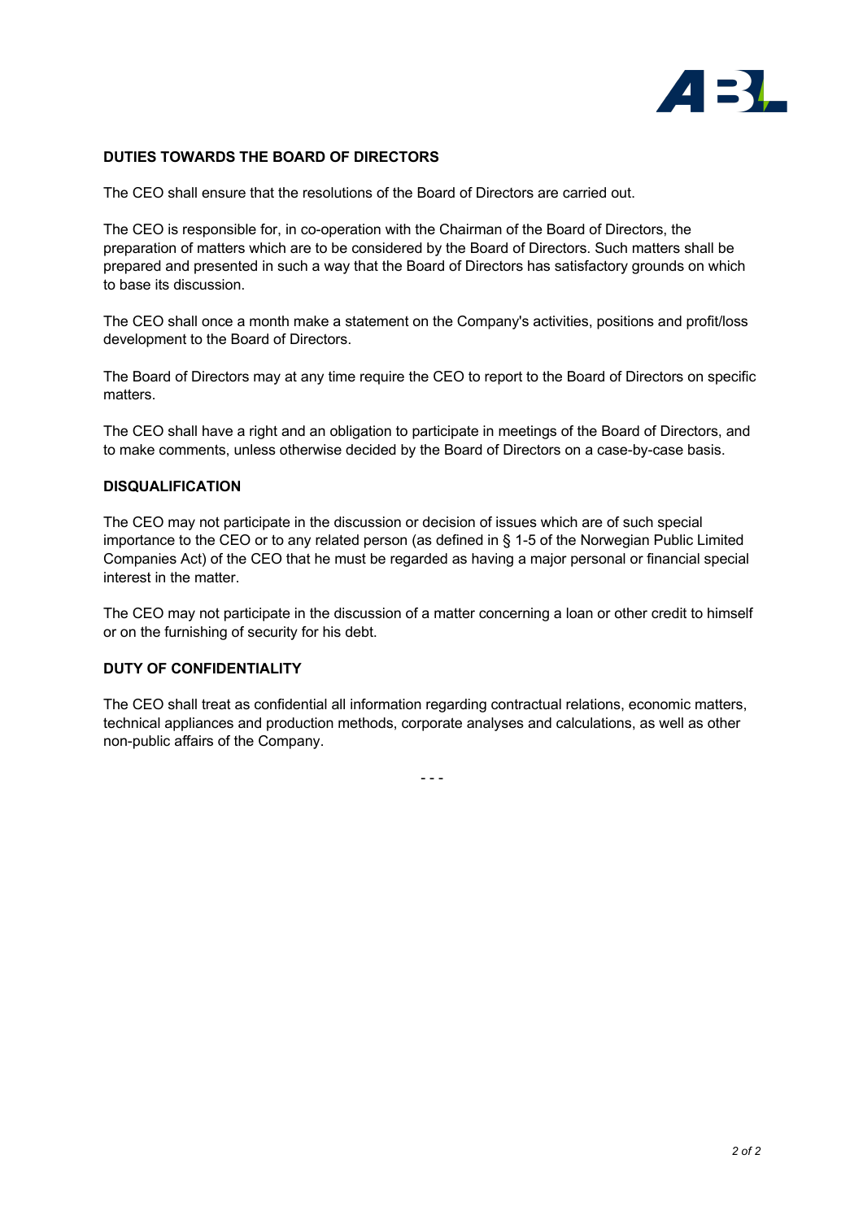**DUTIES TOWARDS THE BOARD OF DIRECTORS**

The CEO shall ensure that the resolutions of the Board of Directors are carried out.

The CEO is responsible for, in co-operation with the Chairman of the Board of Directors, the preparation of matters which are to be considered by the Board of Directors. Such matters shall be prepared and presented in such a way that the Board of Directors has satisfactory grounds on which to base its discussion.

The CEO shall once a month make a statement on the Company's activities, positions and profit/loss development to the Board of Directors.

The Board of Directors may at any time require the CEO to report to the Board of Directors on specific matters.

The CEO shall have a right and an obligation to participate in meetings of the Board of Directors, and to make comments, unless otherwise decided by the Board of Directors on a case-by-case basis.

**DISQUALIFICATION**

The CEO may not participate in the discussion or decision of issues which are of such special importance to the CEO or to any related person (as defined in § 1-5 of the Norwegian Public Limited Companies Act) of the CEO that he must be regarded as having a major personal or financial special interest in the matter.

The CEO may not participate in the discussion of a matter concerning a loan or other credit to himself or on the furnishing of security for his debt.

**DUTY OF CONFIDENTIALITY**

The CEO shall treat as confidential all information regarding contractual relations, economic matters, technical appliances and production methods, corporate analyses and calculations, as well as other non-public affairs of the Company.

- - -